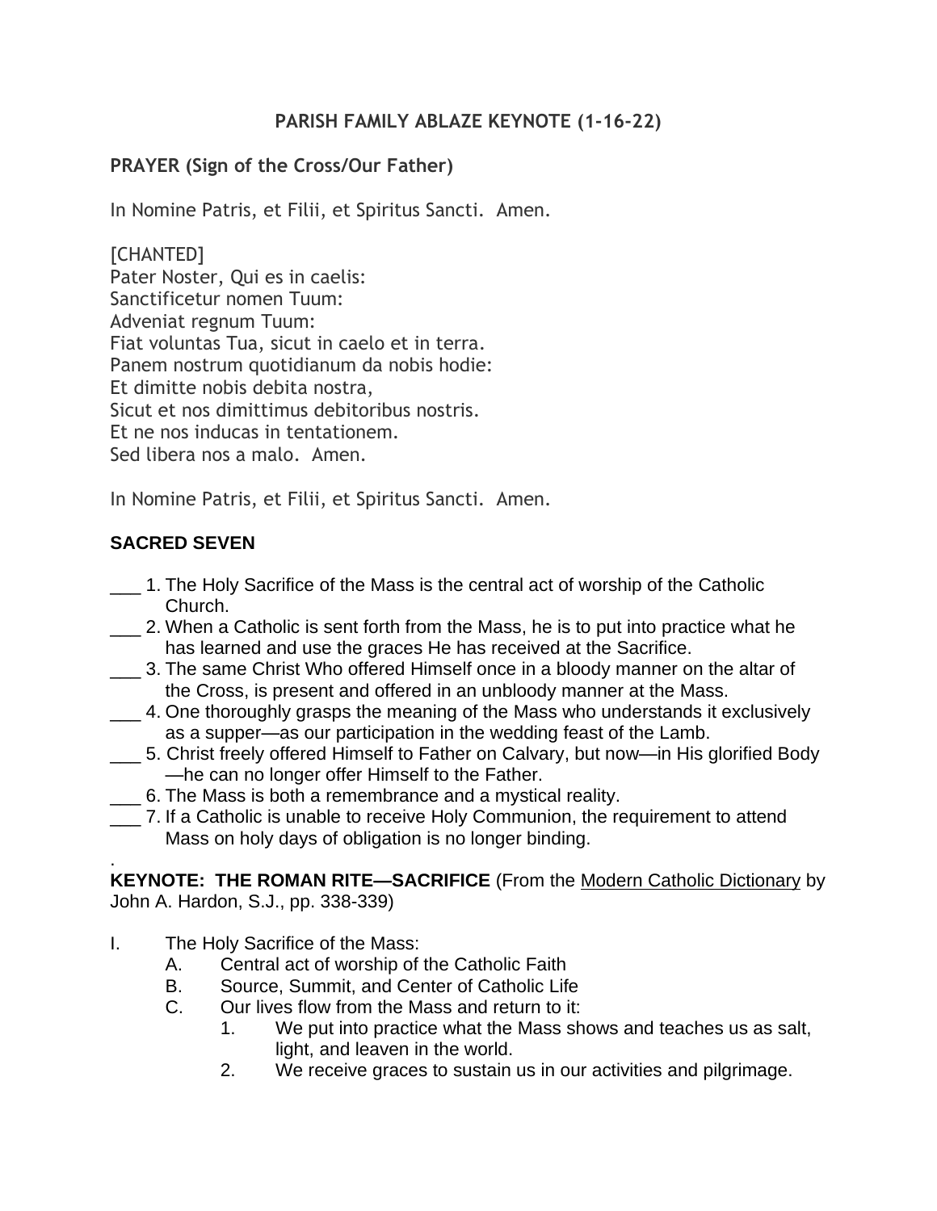# PARISH FAMILY ABLAZE KEYNOTE (1-16-22)

## PRAYER (Sign of the Cross/Our Father)

In Nomine Patris, et Filii, et Spiritus Sancti. Amen.

[CHANTED]
Pater Noster, Qui es in caelis:
Sanctificetur nomen Tuum:
Adveniat regnum Tuum:
Fiat voluntas Tua, sicut in caelo et in terra.
Panem nostrum quotidianum da nobis hodie:
Et dimitte nobis debita nostra,
Sicut et nos dimittimus debitoribus nostris.
Et ne nos inducas in tentationem.
Sed libera nos a malo. Amen.

In Nomine Patris, et Filii, et Spiritus Sancti. Amen.

## SACRED SEVEN

___ 1. The Holy Sacrifice of the Mass is the central act of worship of the Catholic Church.

___ 2. When a Catholic is sent forth from the Mass, he is to put into practice what he has learned and use the graces He has received at the Sacrifice.

___ 3. The same Christ Who offered Himself once in a bloody manner on the altar of the Cross, is present and offered in an unbloody manner at the Mass.

___ 4. One thoroughly grasps the meaning of the Mass who understands it exclusively as a supper—as our participation in the wedding feast of the Lamb.

___ 5. Christ freely offered Himself to Father on Calvary, but now—in His glorified Body—he can no longer offer Himself to the Father.

___ 6. The Mass is both a remembrance and a mystical reality.

___ 7. If a Catholic is unable to receive Holy Communion, the requirement to attend Mass on holy days of obligation is no longer binding.

.

**KEYNOTE: THE ROMAN RITE—SACRIFICE** (From the Modern Catholic Dictionary by John A. Hardon, S.J., pp. 338-339)

I. The Holy Sacrifice of the Mass:
   A. Central act of worship of the Catholic Faith
   B. Source, Summit, and Center of Catholic Life
   C. Our lives flow from the Mass and return to it:
      1. We put into practice what the Mass shows and teaches us as salt, light, and leaven in the world.
      2. We receive graces to sustain us in our activities and pilgrimage.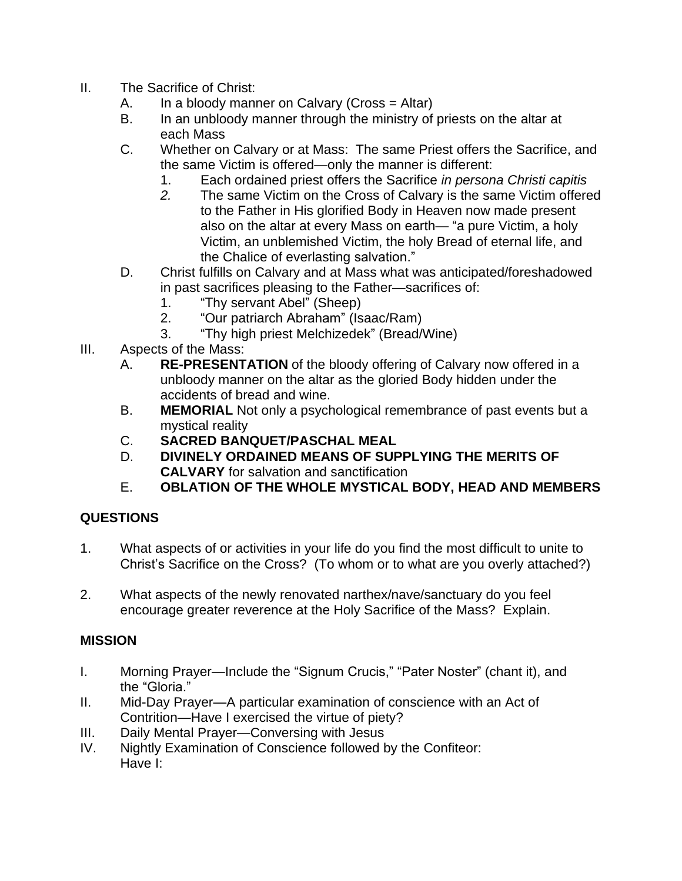II. The Sacrifice of Christ:
   A. In a bloody manner on Calvary (Cross = Altar)
   B. In an unbloody manner through the ministry of priests on the altar at each Mass
   C. Whether on Calvary or at Mass: The same Priest offers the Sacrifice, and the same Victim is offered—only the manner is different:
      1. Each ordained priest offers the Sacrifice *in persona Christi capitis*
      2. The same Victim on the Cross of Calvary is the same Victim offered to the Father in His glorified Body in Heaven now made present also on the altar at every Mass on earth— "a pure Victim, a holy Victim, an unblemished Victim, the holy Bread of eternal life, and the Chalice of everlasting salvation."
   D. Christ fulfills on Calvary and at Mass what was anticipated/foreshadowed in past sacrifices pleasing to the Father—sacrifices of:
      1. "Thy servant Abel" (Sheep)
      2. "Our patriarch Abraham" (Isaac/Ram)
      3. "Thy high priest Melchizedek" (Bread/Wine)

III. Aspects of the Mass:
   A. **RE-PRESENTATION** of the bloody offering of Calvary now offered in a unbloody manner on the altar as the gloried Body hidden under the accidents of bread and wine.
   B. **MEMORIAL** Not only a psychological remembrance of past events but a mystical reality
   C. **SACRED BANQUET/PASCHAL MEAL**
   D. **DIVINELY ORDAINED MEANS OF SUPPLYING THE MERITS OF CALVARY** for salvation and sanctification
   E. **OBLATION OF THE WHOLE MYSTICAL BODY, HEAD AND MEMBERS**

## QUESTIONS

1. What aspects of or activities in your life do you find the most difficult to unite to Christ's Sacrifice on the Cross? (To whom or to what are you overly attached?)

2. What aspects of the newly renovated narthex/nave/sanctuary do you feel encourage greater reverence at the Holy Sacrifice of the Mass? Explain.

## MISSION

I. Morning Prayer—Include the "Signum Crucis," "Pater Noster" (chant it), and the "Gloria."

II. Mid-Day Prayer—A particular examination of conscience with an Act of Contrition—Have I exercised the virtue of piety?

III. Daily Mental Prayer—Conversing with Jesus

IV. Nightly Examination of Conscience followed by the Confiteor:
   Have I: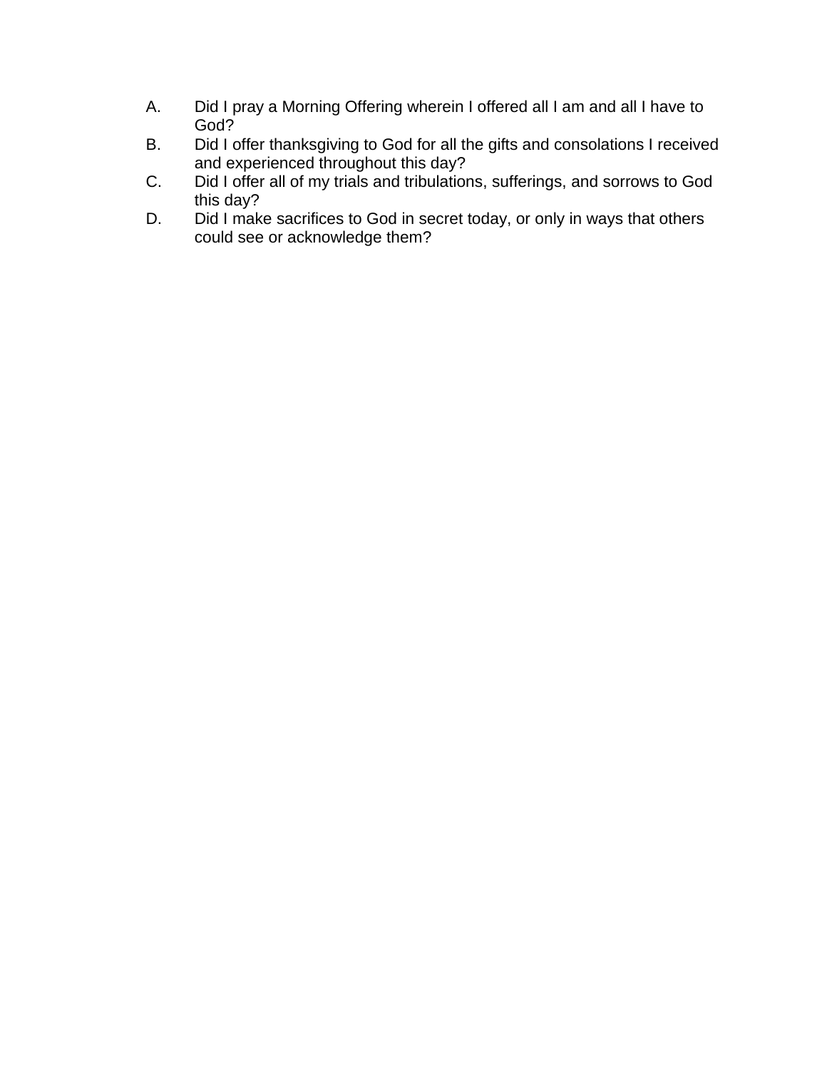A. Did I pray a Morning Offering wherein I offered all I am and all I have to God?

B. Did I offer thanksgiving to God for all the gifts and consolations I received and experienced throughout this day?

C. Did I offer all of my trials and tribulations, sufferings, and sorrows to God this day?

D. Did I make sacrifices to God in secret today, or only in ways that others could see or acknowledge them?